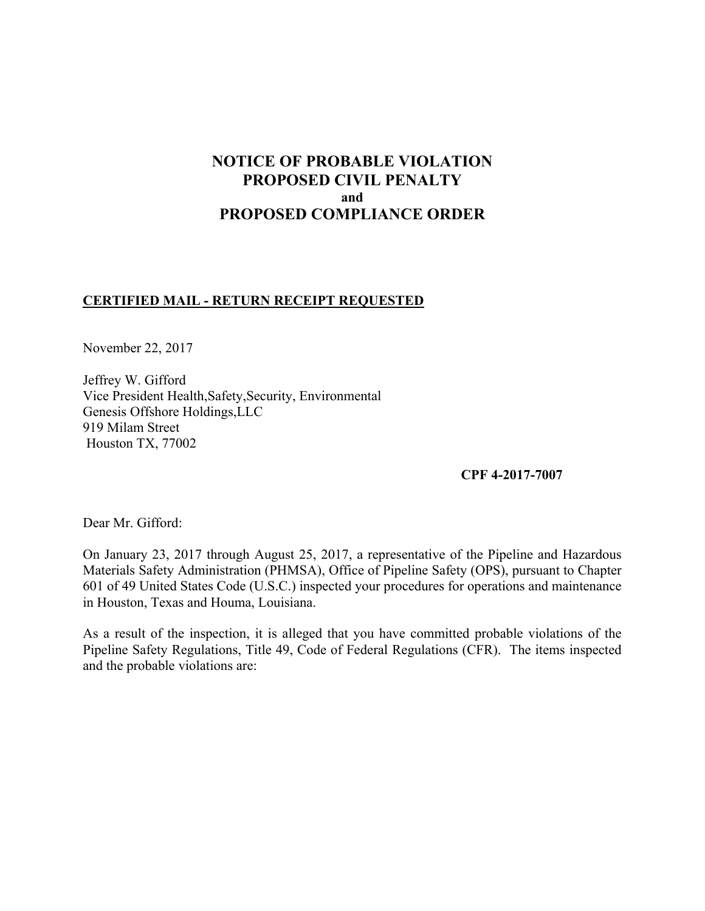# NOTICE OF PROBABLE VIOLATION
# PROPOSED CIVIL PENALTY
### and
# PROPOSED COMPLIANCE ORDER

**CERTIFIED MAIL - RETURN RECEIPT REQUESTED**

November 22, 2017

Jeffrey W. Gifford
Vice President Health,Safety,Security, Environmental
Genesis Offshore Holdings,LLC
919 Milam Street
Houston TX, 77002

**CPF 4-2017-7007**

Dear Mr. Gifford:

On January 23, 2017 through August 25, 2017, a representative of the Pipeline and Hazardous Materials Safety Administration (PHMSA), Office of Pipeline Safety (OPS), pursuant to Chapter 601 of 49 United States Code (U.S.C.) inspected your procedures for operations and maintenance in Houston, Texas and Houma, Louisiana.

As a result of the inspection, it is alleged that you have committed probable violations of the Pipeline Safety Regulations, Title 49, Code of Federal Regulations (CFR). The items inspected and the probable violations are: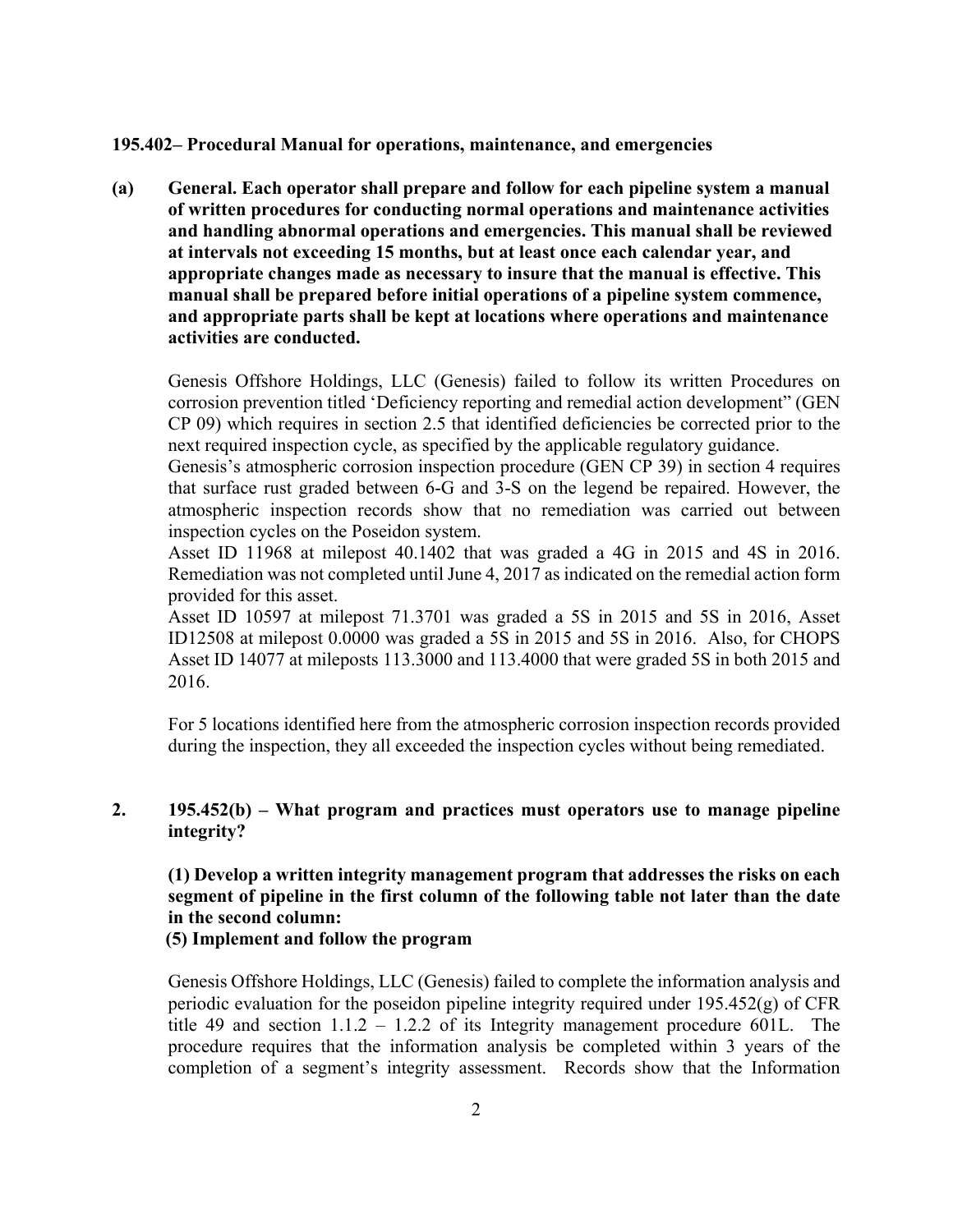**195.402– Procedural Manual for operations, maintenance, and emergencies**

**(a) General. Each operator shall prepare and follow for each pipeline system a manual of written procedures for conducting normal operations and maintenance activities and handling abnormal operations and emergencies. This manual shall be reviewed at intervals not exceeding 15 months, but at least once each calendar year, and appropriate changes made as necessary to insure that the manual is effective. This manual shall be prepared before initial operations of a pipeline system commence, and appropriate parts shall be kept at locations where operations and maintenance activities are conducted.**

Genesis Offshore Holdings, LLC (Genesis) failed to follow its written Procedures on corrosion prevention titled 'Deficiency reporting and remedial action development" (GEN CP 09) which requires in section 2.5 that identified deficiencies be corrected prior to the next required inspection cycle, as specified by the applicable regulatory guidance.

Genesis's atmospheric corrosion inspection procedure (GEN CP 39) in section 4 requires that surface rust graded between 6-G and 3-S on the legend be repaired. However, the atmospheric inspection records show that no remediation was carried out between inspection cycles on the Poseidon system.

Asset ID 11968 at milepost 40.1402 that was graded a 4G in 2015 and 4S in 2016. Remediation was not completed until June 4, 2017 as indicated on the remedial action form provided for this asset.

Asset ID 10597 at milepost 71.3701 was graded a 5S in 2015 and 5S in 2016, Asset ID12508 at milepost 0.0000 was graded a 5S in 2015 and 5S in 2016. Also, for CHOPS Asset ID 14077 at mileposts 113.3000 and 113.4000 that were graded 5S in both 2015 and 2016.

For 5 locations identified here from the atmospheric corrosion inspection records provided during the inspection, they all exceeded the inspection cycles without being remediated.

**2. 195.452(b) – What program and practices must operators use to manage pipeline integrity?**

**(1) Develop a written integrity management program that addresses the risks on each segment of pipeline in the first column of the following table not later than the date in the second column:**

**(5) Implement and follow the program**

Genesis Offshore Holdings, LLC (Genesis) failed to complete the information analysis and periodic evaluation for the poseidon pipeline integrity required under 195.452(g) of CFR title 49 and section 1.1.2 – 1.2.2 of its Integrity management procedure 601L. The procedure requires that the information analysis be completed within 3 years of the completion of a segment's integrity assessment. Records show that the Information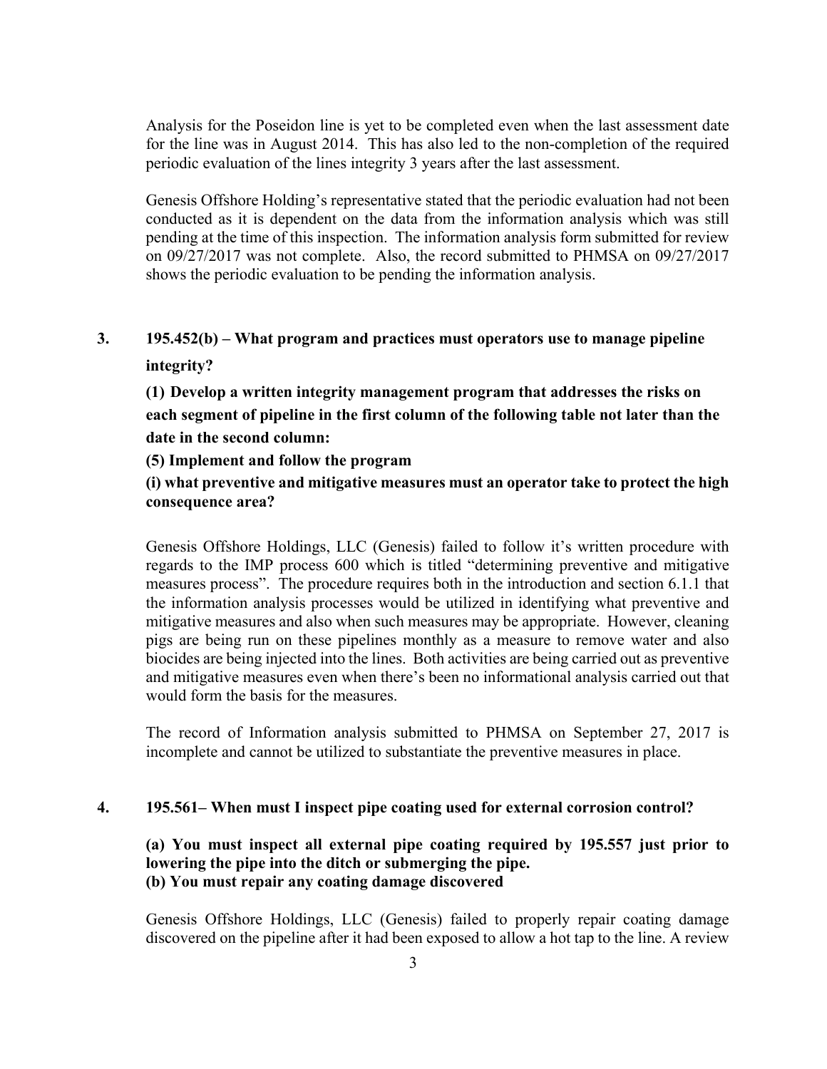Analysis for the Poseidon line is yet to be completed even when the last assessment date for the line was in August 2014. This has also led to the non-completion of the required periodic evaluation of the lines integrity 3 years after the last assessment.

Genesis Offshore Holding's representative stated that the periodic evaluation had not been conducted as it is dependent on the data from the information analysis which was still pending at the time of this inspection. The information analysis form submitted for review on 09/27/2017 was not complete. Also, the record submitted to PHMSA on 09/27/2017 shows the periodic evaluation to be pending the information analysis.

**3. 195.452(b) – What program and practices must operators use to manage pipeline integrity?**

**(1) Develop a written integrity management program that addresses the risks on each segment of pipeline in the first column of the following table not later than the date in the second column:**

**(5) Implement and follow the program**

**(i) what preventive and mitigative measures must an operator take to protect the high consequence area?**

Genesis Offshore Holdings, LLC (Genesis) failed to follow it's written procedure with regards to the IMP process 600 which is titled "determining preventive and mitigative measures process". The procedure requires both in the introduction and section 6.1.1 that the information analysis processes would be utilized in identifying what preventive and mitigative measures and also when such measures may be appropriate. However, cleaning pigs are being run on these pipelines monthly as a measure to remove water and also biocides are being injected into the lines. Both activities are being carried out as preventive and mitigative measures even when there's been no informational analysis carried out that would form the basis for the measures.

The record of Information analysis submitted to PHMSA on September 27, 2017 is incomplete and cannot be utilized to substantiate the preventive measures in place.

**4. 195.561– When must I inspect pipe coating used for external corrosion control?**

**(a) You must inspect all external pipe coating required by 195.557 just prior to lowering the pipe into the ditch or submerging the pipe.**
**(b) You must repair any coating damage discovered**

Genesis Offshore Holdings, LLC (Genesis) failed to properly repair coating damage discovered on the pipeline after it had been exposed to allow a hot tap to the line. A review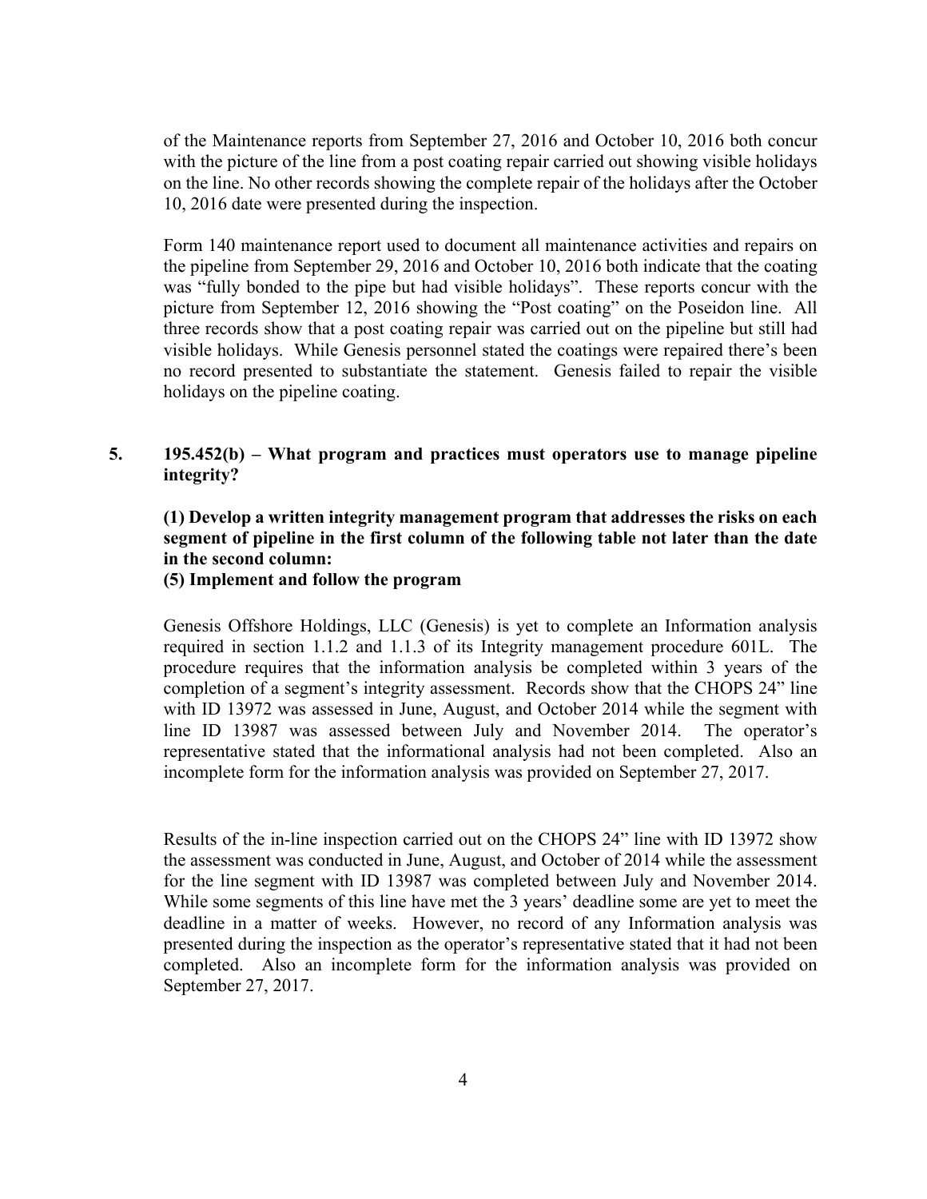of the Maintenance reports from September 27, 2016 and October 10, 2016 both concur with the picture of the line from a post coating repair carried out showing visible holidays on the line. No other records showing the complete repair of the holidays after the October 10, 2016 date were presented during the inspection.

Form 140 maintenance report used to document all maintenance activities and repairs on the pipeline from September 29, 2016 and October 10, 2016 both indicate that the coating was "fully bonded to the pipe but had visible holidays". These reports concur with the picture from September 12, 2016 showing the "Post coating" on the Poseidon line. All three records show that a post coating repair was carried out on the pipeline but still had visible holidays. While Genesis personnel stated the coatings were repaired there's been no record presented to substantiate the statement. Genesis failed to repair the visible holidays on the pipeline coating.

## 5. 195.452(b) – What program and practices must operators use to manage pipeline integrity?

**(1) Develop a written integrity management program that addresses the risks on each segment of pipeline in the first column of the following table not later than the date in the second column:**
**(5) Implement and follow the program**

Genesis Offshore Holdings, LLC (Genesis) is yet to complete an Information analysis required in section 1.1.2 and 1.1.3 of its Integrity management procedure 601L. The procedure requires that the information analysis be completed within 3 years of the completion of a segment's integrity assessment. Records show that the CHOPS 24" line with ID 13972 was assessed in June, August, and October 2014 while the segment with line ID 13987 was assessed between July and November 2014. The operator's representative stated that the informational analysis had not been completed. Also an incomplete form for the information analysis was provided on September 27, 2017.

Results of the in-line inspection carried out on the CHOPS 24" line with ID 13972 show the assessment was conducted in June, August, and October of 2014 while the assessment for the line segment with ID 13987 was completed between July and November 2014. While some segments of this line have met the 3 years' deadline some are yet to meet the deadline in a matter of weeks. However, no record of any Information analysis was presented during the inspection as the operator's representative stated that it had not been completed. Also an incomplete form for the information analysis was provided on September 27, 2017.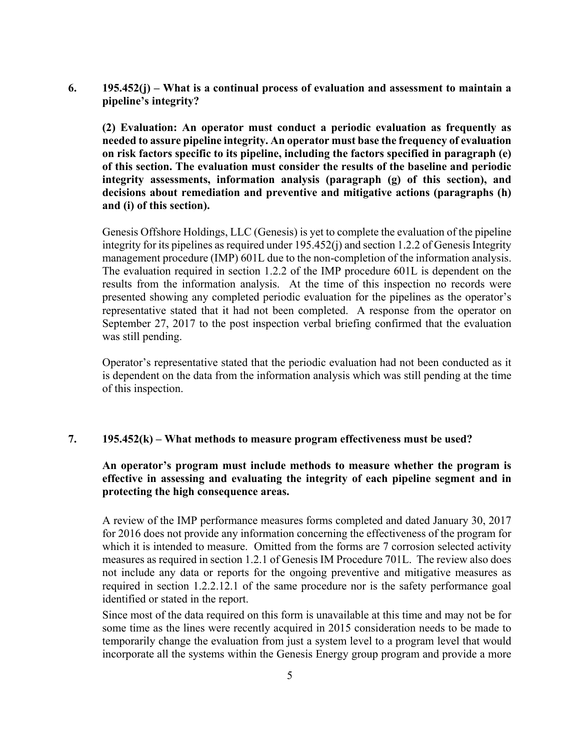**6. 195.452(j) – What is a continual process of evaluation and assessment to maintain a pipeline's integrity?**

**(2) Evaluation: An operator must conduct a periodic evaluation as frequently as needed to assure pipeline integrity. An operator must base the frequency of evaluation on risk factors specific to its pipeline, including the factors specified in paragraph (e) of this section. The evaluation must consider the results of the baseline and periodic integrity assessments, information analysis (paragraph (g) of this section), and decisions about remediation and preventive and mitigative actions (paragraphs (h) and (i) of this section).**

Genesis Offshore Holdings, LLC (Genesis) is yet to complete the evaluation of the pipeline integrity for its pipelines as required under 195.452(j) and section 1.2.2 of Genesis Integrity management procedure (IMP) 601L due to the non-completion of the information analysis. The evaluation required in section 1.2.2 of the IMP procedure 601L is dependent on the results from the information analysis. At the time of this inspection no records were presented showing any completed periodic evaluation for the pipelines as the operator's representative stated that it had not been completed. A response from the operator on September 27, 2017 to the post inspection verbal briefing confirmed that the evaluation was still pending.

Operator's representative stated that the periodic evaluation had not been conducted as it is dependent on the data from the information analysis which was still pending at the time of this inspection.

**7. 195.452(k) – What methods to measure program effectiveness must be used?**

**An operator's program must include methods to measure whether the program is effective in assessing and evaluating the integrity of each pipeline segment and in protecting the high consequence areas.**

A review of the IMP performance measures forms completed and dated January 30, 2017 for 2016 does not provide any information concerning the effectiveness of the program for which it is intended to measure. Omitted from the forms are 7 corrosion selected activity measures as required in section 1.2.1 of Genesis IM Procedure 701L. The review also does not include any data or reports for the ongoing preventive and mitigative measures as required in section 1.2.2.12.1 of the same procedure nor is the safety performance goal identified or stated in the report.

Since most of the data required on this form is unavailable at this time and may not be for some time as the lines were recently acquired in 2015 consideration needs to be made to temporarily change the evaluation from just a system level to a program level that would incorporate all the systems within the Genesis Energy group program and provide a more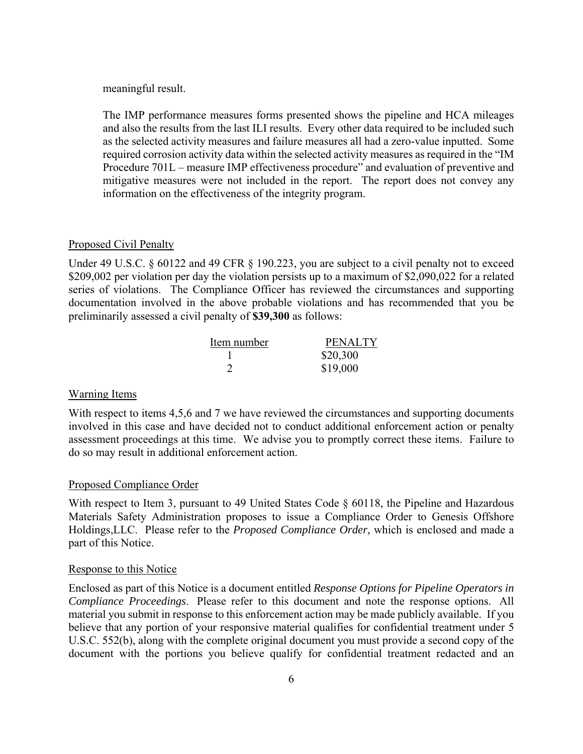meaningful result.

The IMP performance measures forms presented shows the pipeline and HCA mileages and also the results from the last ILI results. Every other data required to be included such as the selected activity measures and failure measures all had a zero-value inputted. Some required corrosion activity data within the selected activity measures as required in the "IM Procedure 701L – measure IMP effectiveness procedure" and evaluation of preventive and mitigative measures were not included in the report. The report does not convey any information on the effectiveness of the integrity program.

## Proposed Civil Penalty

Under 49 U.S.C. § 60122 and 49 CFR § 190.223, you are subject to a civil penalty not to exceed $209,002 per violation per day the violation persists up to a maximum of $2,090,022 for a related series of violations. The Compliance Officer has reviewed the circumstances and supporting documentation involved in the above probable violations and has recommended that you be preliminarily assessed a civil penalty of **$39,300** as follows:

| Item number | PENALTY |
|---|---|
| 1 | $20,300 |
| 2 | $19,000 |

## Warning Items

With respect to items 4,5,6 and 7 we have reviewed the circumstances and supporting documents involved in this case and have decided not to conduct additional enforcement action or penalty assessment proceedings at this time. We advise you to promptly correct these items. Failure to do so may result in additional enforcement action.

## Proposed Compliance Order

With respect to Item 3, pursuant to 49 United States Code § 60118, the Pipeline and Hazardous Materials Safety Administration proposes to issue a Compliance Order to Genesis Offshore Holdings,LLC. Please refer to the *Proposed Compliance Order*, which is enclosed and made a part of this Notice.

## Response to this Notice

Enclosed as part of this Notice is a document entitled *Response Options for Pipeline Operators in Compliance Proceedings*. Please refer to this document and note the response options. All material you submit in response to this enforcement action may be made publicly available. If you believe that any portion of your responsive material qualifies for confidential treatment under 5 U.S.C. 552(b), along with the complete original document you must provide a second copy of the document with the portions you believe qualify for confidential treatment redacted and an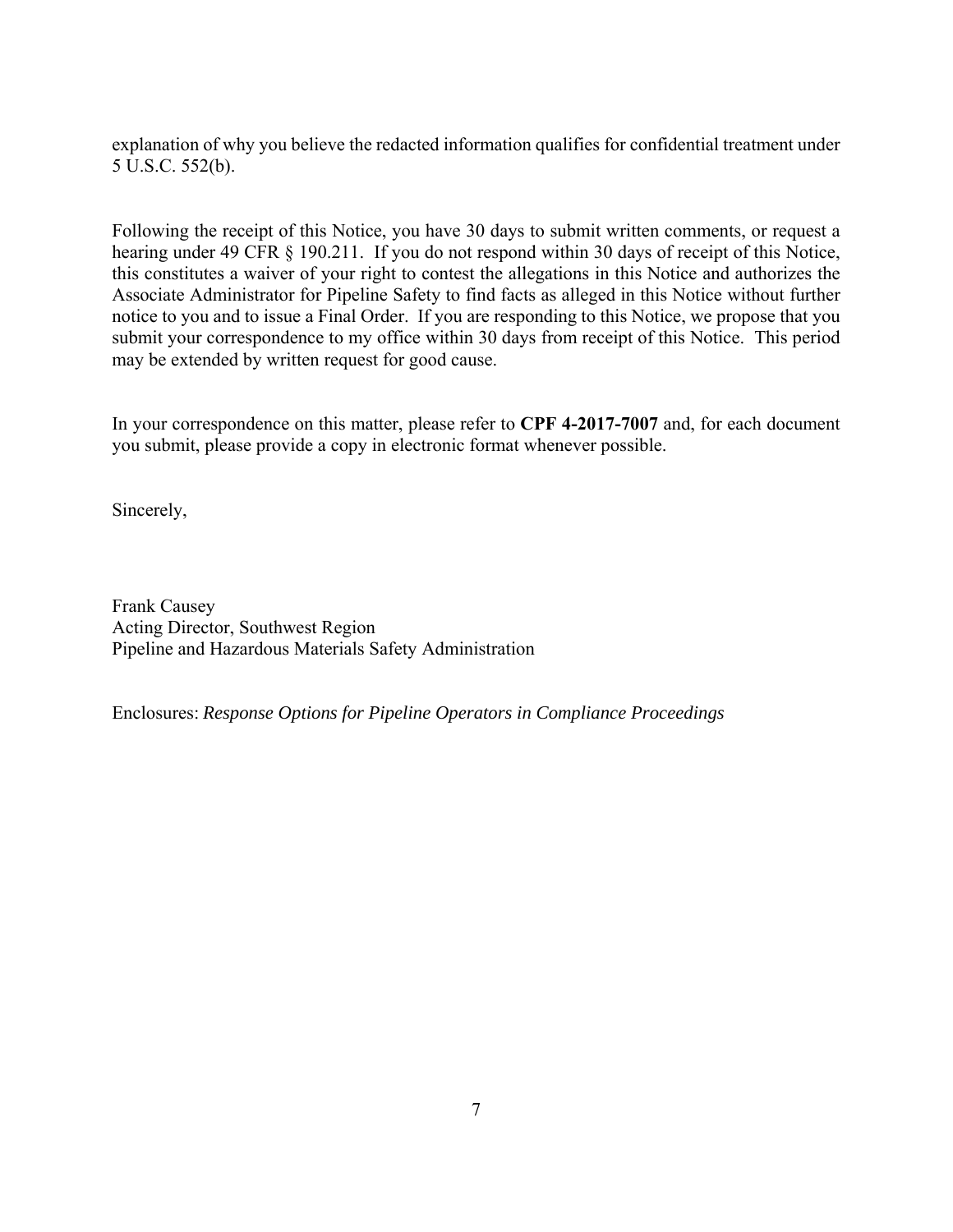explanation of why you believe the redacted information qualifies for confidential treatment under 5 U.S.C. 552(b).

Following the receipt of this Notice, you have 30 days to submit written comments, or request a hearing under 49 CFR § 190.211. If you do not respond within 30 days of receipt of this Notice, this constitutes a waiver of your right to contest the allegations in this Notice and authorizes the Associate Administrator for Pipeline Safety to find facts as alleged in this Notice without further notice to you and to issue a Final Order. If you are responding to this Notice, we propose that you submit your correspondence to my office within 30 days from receipt of this Notice. This period may be extended by written request for good cause.

In your correspondence on this matter, please refer to **CPF 4-2017-7007** and, for each document you submit, please provide a copy in electronic format whenever possible.

Sincerely,

Frank Causey
Acting Director, Southwest Region
Pipeline and Hazardous Materials Safety Administration

Enclosures: *Response Options for Pipeline Operators in Compliance Proceedings*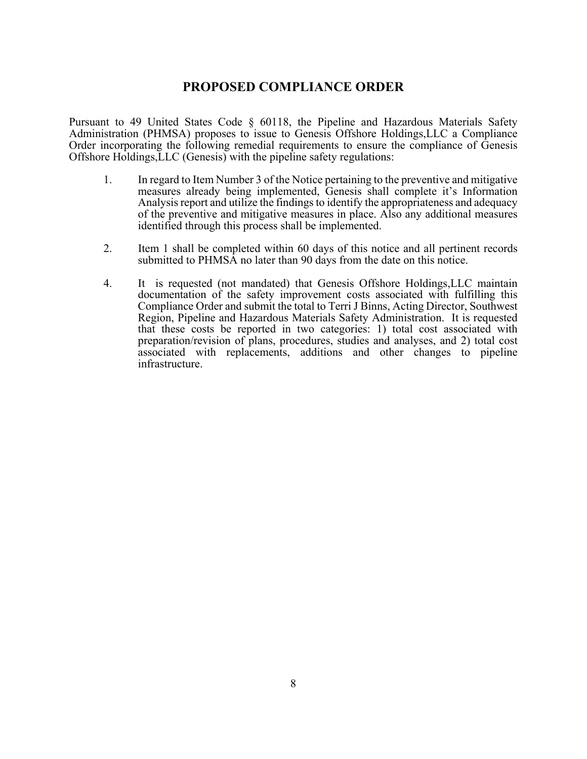## PROPOSED COMPLIANCE ORDER

Pursuant to 49 United States Code § 60118, the Pipeline and Hazardous Materials Safety Administration (PHMSA) proposes to issue to Genesis Offshore Holdings,LLC a Compliance Order incorporating the following remedial requirements to ensure the compliance of Genesis Offshore Holdings,LLC (Genesis) with the pipeline safety regulations:

1. In regard to Item Number 3 of the Notice pertaining to the preventive and mitigative measures already being implemented, Genesis shall complete it's Information Analysis report and utilize the findings to identify the appropriateness and adequacy of the preventive and mitigative measures in place. Also any additional measures identified through this process shall be implemented.

2. Item 1 shall be completed within 60 days of this notice and all pertinent records submitted to PHMSA no later than 90 days from the date on this notice.

4. It is requested (not mandated) that Genesis Offshore Holdings,LLC maintain documentation of the safety improvement costs associated with fulfilling this Compliance Order and submit the total to Terri J Binns, Acting Director, Southwest Region, Pipeline and Hazardous Materials Safety Administration. It is requested that these costs be reported in two categories: 1) total cost associated with preparation/revision of plans, procedures, studies and analyses, and 2) total cost associated with replacements, additions and other changes to pipeline infrastructure.